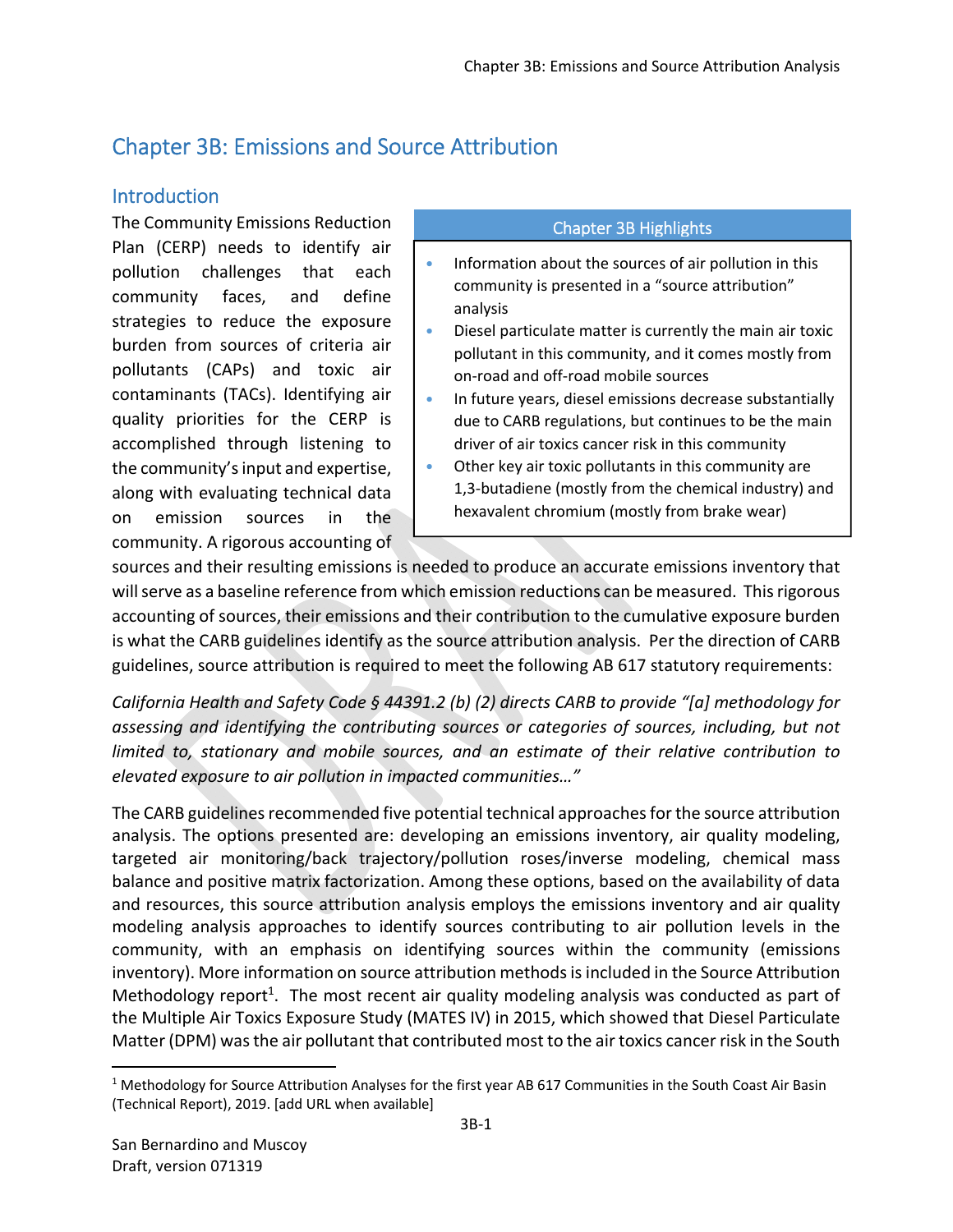# Chapter 3B: Emissions and Source Attribution

## Introduction

The Community Emissions Reduction Plan (CERP) needs to identify air pollution challenges that each community faces, and define strategies to reduce the exposure burden from sources of criteria air pollutants (CAPs) and toxic air contaminants (TACs). Identifying air quality priorities for the CERP is accomplished through listening to the community's input and expertise, along with evaluating technical data on emission sources in the community. A rigorous accounting of sources and their resulting emissions is needed to produce an accurate emissions inventory that will serve as a baseline reference from which emission reductions can be measured. This rigorous accounting of sources, their emissions and their contribution to the cumulative exposure burden is what the CARB guidelines identify as the source attribution analysis. Per the direction of CARB guidelines, source attribution is required to meet the following AB 617 statutory requirements:

> **Chapter 3B Highlights**
>
> - Information about the sources of air pollution in this community is presented in a "source attribution" analysis
> - Diesel particulate matter is currently the main air toxic pollutant in this community, and it comes mostly from on-road and off-road mobile sources
> - In future years, diesel emissions decrease substantially due to CARB regulations, but continues to be the main driver of air toxics cancer risk in this community
> - Other key air toxic pollutants in this community are 1,3-butadiene (mostly from the chemical industry) and hexavalent chromium (mostly from brake wear)

*California Health and Safety Code § 44391.2 (b) (2) directs CARB to provide "[a] methodology for assessing and identifying the contributing sources or categories of sources, including, but not limited to, stationary and mobile sources, and an estimate of their relative contribution to elevated exposure to air pollution in impacted communities…"*

The CARB guidelines recommended five potential technical approaches for the source attribution analysis. The options presented are: developing an emissions inventory, air quality modeling, targeted air monitoring/back trajectory/pollution roses/inverse modeling, chemical mass balance and positive matrix factorization. Among these options, based on the availability of data and resources, this source attribution analysis employs the emissions inventory and air quality modeling analysis approaches to identify sources contributing to air pollution levels in the community, with an emphasis on identifying sources within the community (emissions inventory). More information on source attribution methods is included in the Source Attribution Methodology report[1]. The most recent air quality modeling analysis was conducted as part of the Multiple Air Toxics Exposure Study (MATES IV) in 2015, which showed that Diesel Particulate Matter (DPM) was the air pollutant that contributed most to the air toxics cancer risk in the South

[1] Methodology for Source Attribution Analyses for the first year AB 617 Communities in the South Coast Air Basin (Technical Report), 2019. [add URL when available]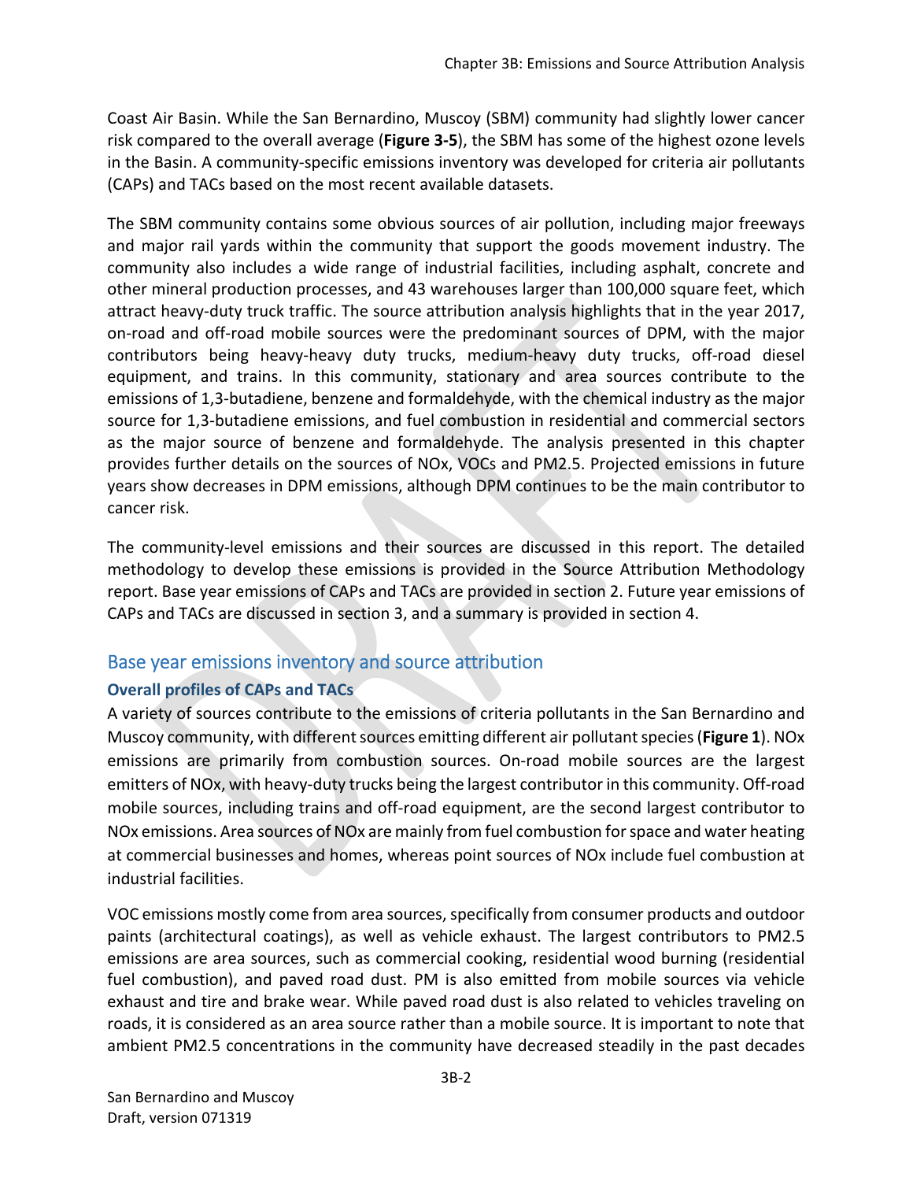Coast Air Basin. While the San Bernardino, Muscoy (SBM) community had slightly lower cancer risk compared to the overall average (**Figure 3-5**), the SBM has some of the highest ozone levels in the Basin. A community-specific emissions inventory was developed for criteria air pollutants (CAPs) and TACs based on the most recent available datasets.

The SBM community contains some obvious sources of air pollution, including major freeways and major rail yards within the community that support the goods movement industry. The community also includes a wide range of industrial facilities, including asphalt, concrete and other mineral production processes, and 43 warehouses larger than 100,000 square feet, which attract heavy-duty truck traffic. The source attribution analysis highlights that in the year 2017, on-road and off-road mobile sources were the predominant sources of DPM, with the major contributors being heavy-heavy duty trucks, medium-heavy duty trucks, off-road diesel equipment, and trains. In this community, stationary and area sources contribute to the emissions of 1,3-butadiene, benzene and formaldehyde, with the chemical industry as the major source for 1,3-butadiene emissions, and fuel combustion in residential and commercial sectors as the major source of benzene and formaldehyde. The analysis presented in this chapter provides further details on the sources of NOx, VOCs and PM2.5. Projected emissions in future years show decreases in DPM emissions, although DPM continues to be the main contributor to cancer risk.

The community-level emissions and their sources are discussed in this report. The detailed methodology to develop these emissions is provided in the Source Attribution Methodology report. Base year emissions of CAPs and TACs are provided in section 2. Future year emissions of CAPs and TACs are discussed in section 3, and a summary is provided in section 4.

## Base year emissions inventory and source attribution

### Overall profiles of CAPs and TACs

A variety of sources contribute to the emissions of criteria pollutants in the San Bernardino and Muscoy community, with different sources emitting different air pollutant species (**Figure 1**). NOx emissions are primarily from combustion sources. On-road mobile sources are the largest emitters of NOx, with heavy-duty trucks being the largest contributor in this community. Off-road mobile sources, including trains and off-road equipment, are the second largest contributor to NOx emissions. Area sources of NOx are mainly from fuel combustion for space and water heating at commercial businesses and homes, whereas point sources of NOx include fuel combustion at industrial facilities.

VOC emissions mostly come from area sources, specifically from consumer products and outdoor paints (architectural coatings), as well as vehicle exhaust. The largest contributors to PM2.5 emissions are area sources, such as commercial cooking, residential wood burning (residential fuel combustion), and paved road dust. PM is also emitted from mobile sources via vehicle exhaust and tire and brake wear. While paved road dust is also related to vehicles traveling on roads, it is considered as an area source rather than a mobile source. It is important to note that ambient PM2.5 concentrations in the community have decreased steadily in the past decades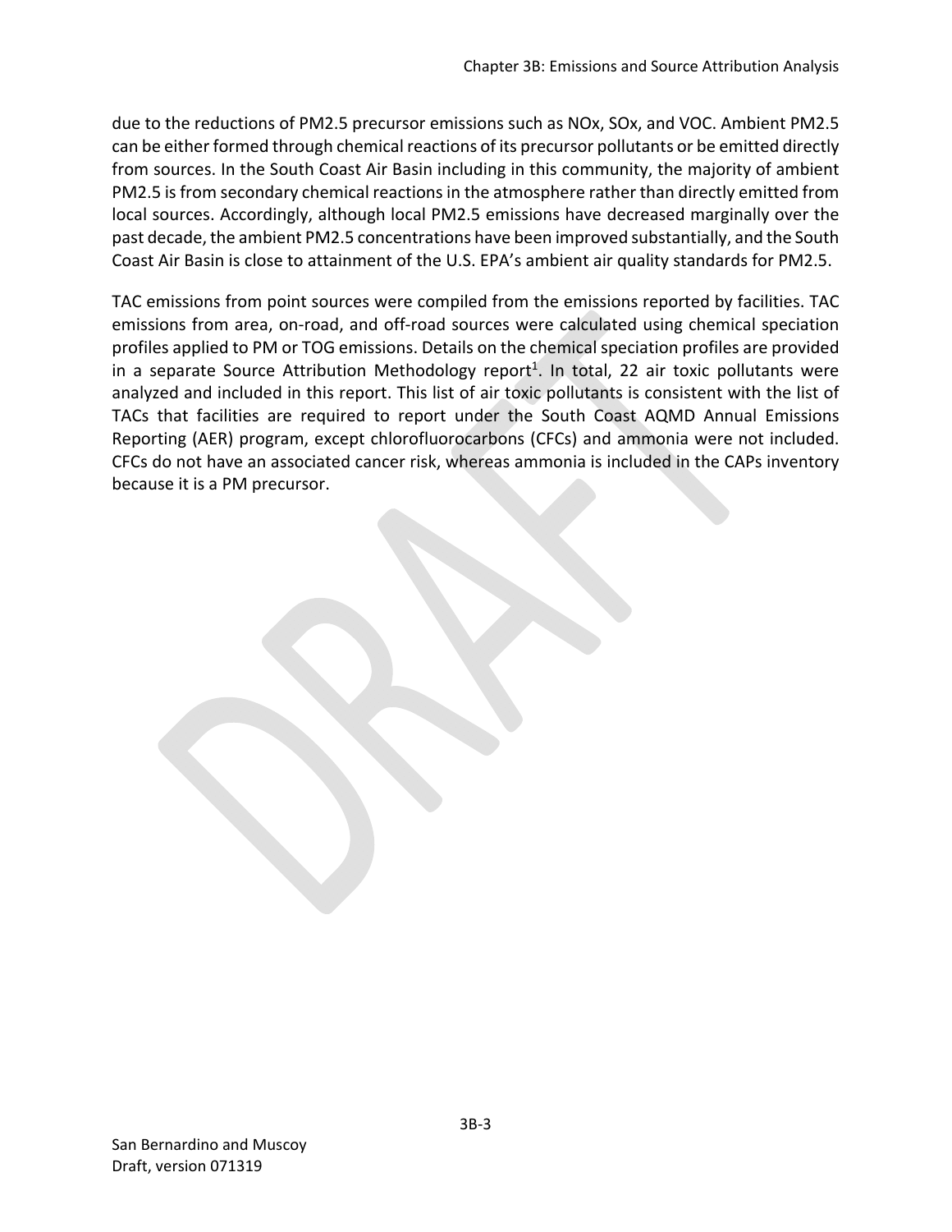due to the reductions of PM2.5 precursor emissions such as NOx, SOx, and VOC. Ambient PM2.5 can be either formed through chemical reactions of its precursor pollutants or be emitted directly from sources. In the South Coast Air Basin including in this community, the majority of ambient PM2.5 is from secondary chemical reactions in the atmosphere rather than directly emitted from local sources. Accordingly, although local PM2.5 emissions have decreased marginally over the past decade, the ambient PM2.5 concentrations have been improved substantially, and the South Coast Air Basin is close to attainment of the U.S. EPA's ambient air quality standards for PM2.5.

TAC emissions from point sources were compiled from the emissions reported by facilities. TAC emissions from area, on-road, and off-road sources were calculated using chemical speciation profiles applied to PM or TOG emissions. Details on the chemical speciation profiles are provided in a separate Source Attribution Methodology report[1]. In total, 22 air toxic pollutants were analyzed and included in this report. This list of air toxic pollutants is consistent with the list of TACs that facilities are required to report under the South Coast AQMD Annual Emissions Reporting (AER) program, except chlorofluorocarbons (CFCs) and ammonia were not included. CFCs do not have an associated cancer risk, whereas ammonia is included in the CAPs inventory because it is a PM precursor.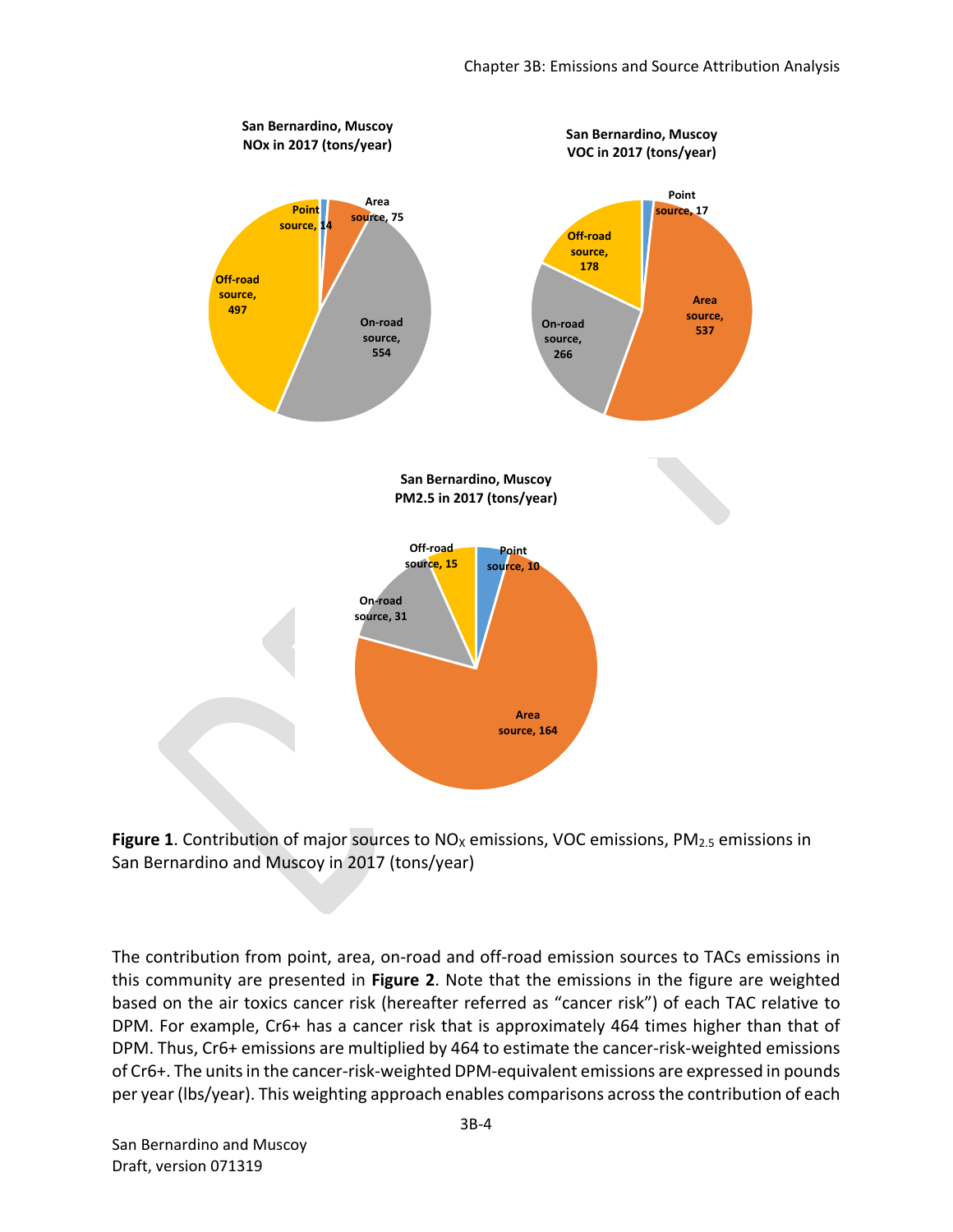**San Bernardino, Muscoy NOx in 2017 (tons/year)**

Point source, 14
Area source, 75
On-road source, 554
Off-road source, 497

**San Bernardino, Muscoy VOC in 2017 (tons/year)**

Point source, 17
Area source, 537
On-road source, 266
Off-road source, 178

**San Bernardino, Muscoy PM2.5 in 2017 (tons/year)**

Point source, 10
Area source, 164
On-road source, 31
Off-road source, 15

**Figure 1**. Contribution of major sources to $NO_X$ emissions, VOC emissions, $PM_{2.5}$ emissions in San Bernardino and Muscoy in 2017 (tons/year)

The contribution from point, area, on-road and off-road emission sources to TACs emissions in this community are presented in **Figure 2**. Note that the emissions in the figure are weighted based on the air toxics cancer risk (hereafter referred as "cancer risk") of each TAC relative to DPM. For example, Cr6+ has a cancer risk that is approximately 464 times higher than that of DPM. Thus, Cr6+ emissions are multiplied by 464 to estimate the cancer-risk-weighted emissions of Cr6+. The units in the cancer-risk-weighted DPM-equivalent emissions are expressed in pounds per year (lbs/year). This weighting approach enables comparisons across the contribution of each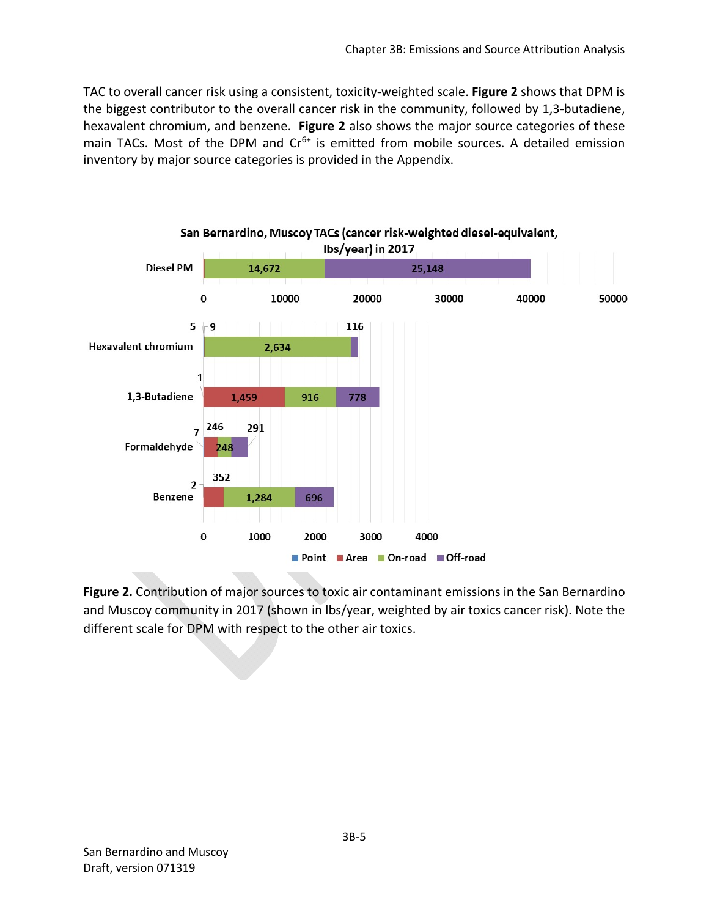TAC to overall cancer risk using a consistent, toxicity-weighted scale. **Figure 2** shows that DPM is the biggest contributor to the overall cancer risk in the community, followed by 1,3-butadiene, hexavalent chromium, and benzene. **Figure 2** also shows the major source categories of these main TACs. Most of the DPM and $Cr^{6+}$ is emitted from mobile sources. A detailed emission inventory by major source categories is provided in the Appendix.

San Bernardino, Muscoy TACs (cancer risk-weighted diesel-equivalent, lbs/year) in 2017

| TAC | Point | Area | On-road | Off-road |
|---|---|---|---|---|
| Diesel PM | | | 14,672 | 25,148 |
| Hexavalent chromium | 5 | 9 | 2,634 | 116 |
| 1,3-Butadiene | 1 | 1,459 | 916 | 778 |
| Formaldehyde | 7 | 246 | 248 | 291 |
| Benzene | 2 | 352 | 1,284 | 696 |

**Figure 2.** Contribution of major sources to toxic air contaminant emissions in the San Bernardino and Muscoy community in 2017 (shown in lbs/year, weighted by air toxics cancer risk). Note the different scale for DPM with respect to the other air toxics.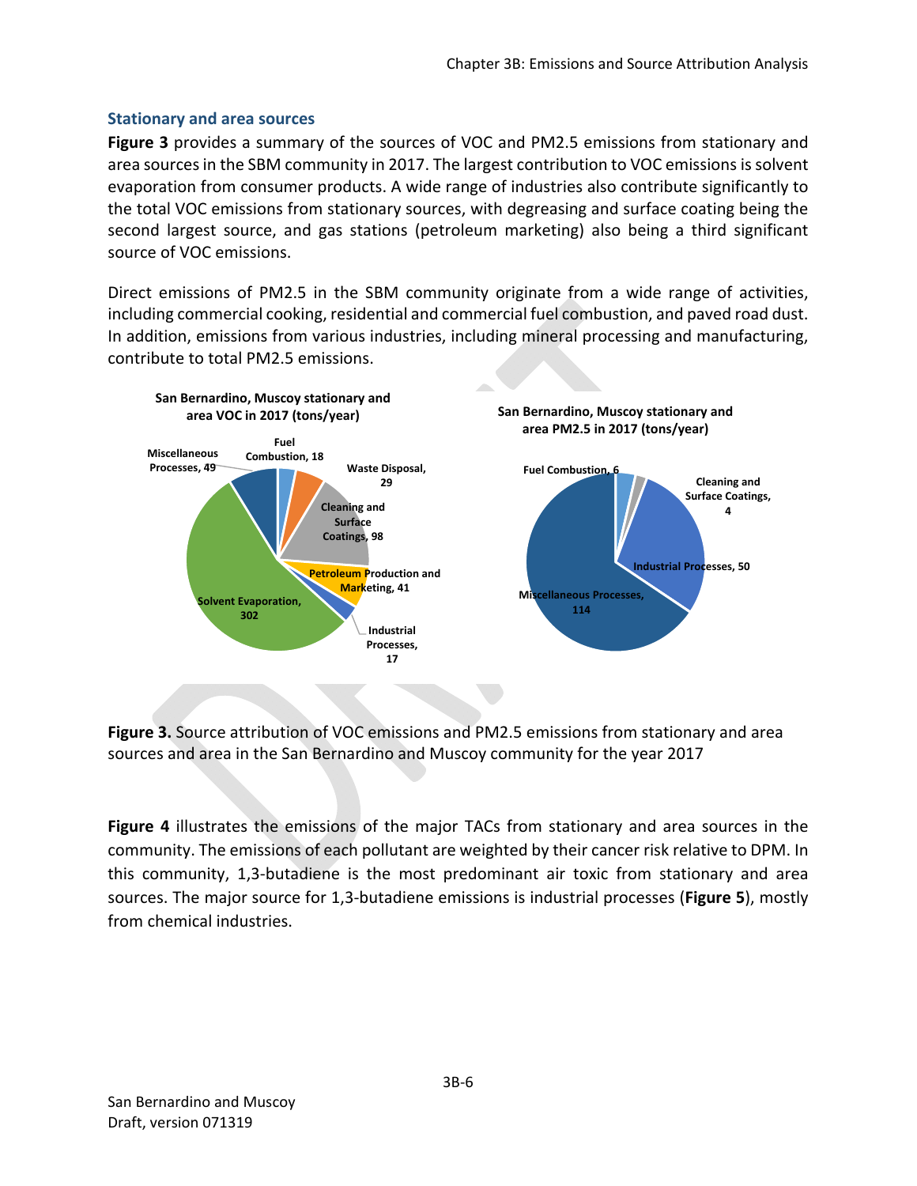### Stationary and area sources

**Figure 3** provides a summary of the sources of VOC and PM2.5 emissions from stationary and area sources in the SBM community in 2017. The largest contribution to VOC emissions is solvent evaporation from consumer products. A wide range of industries also contribute significantly to the total VOC emissions from stationary sources, with degreasing and surface coating being the second largest source, and gas stations (petroleum marketing) also being a third significant source of VOC emissions.

Direct emissions of PM2.5 in the SBM community originate from a wide range of activities, including commercial cooking, residential and commercial fuel combustion, and paved road dust. In addition, emissions from various industries, including mineral processing and manufacturing, contribute to total PM2.5 emissions.

**San Bernardino, Muscoy stationary and area VOC in 2017 (tons/year)**

| Source | tons/year |
|---|---|
| Fuel Combustion | 18 |
| Waste Disposal | 29 |
| Cleaning and Surface Coatings | 98 |
| Petroleum Production and Marketing | 41 |
| Industrial Processes | 17 |
| Solvent Evaporation | 302 |
| Miscellaneous Processes | 49 |

**San Bernardino, Muscoy stationary and area PM2.5 in 2017 (tons/year)**

| Source | tons/year |
|---|---|
| Fuel Combustion | 6 |
| Cleaning and Surface Coatings | 4 |
| Industrial Processes | 50 |
| Miscellaneous Processes | 114 |

**Figure 3.** Source attribution of VOC emissions and PM2.5 emissions from stationary and area sources and area in the San Bernardino and Muscoy community for the year 2017

**Figure 4** illustrates the emissions of the major TACs from stationary and area sources in the community. The emissions of each pollutant are weighted by their cancer risk relative to DPM. In this community, 1,3-butadiene is the most predominant air toxic from stationary and area sources. The major source for 1,3-butadiene emissions is industrial processes (**Figure 5**), mostly from chemical industries.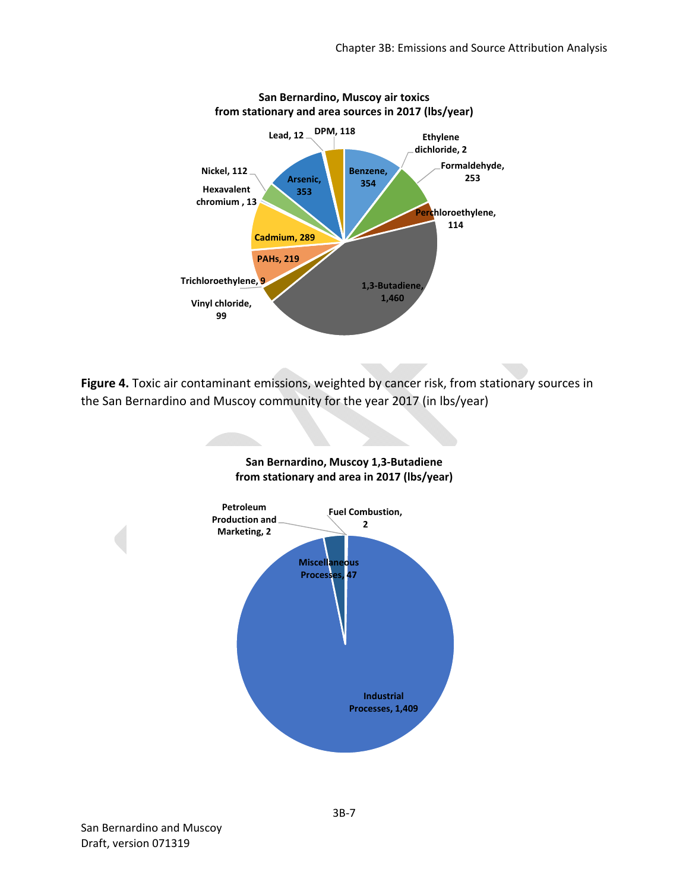**San Bernardino, Muscoy air toxics from stationary and area sources in 2017 (lbs/year)**

| Pollutant | lbs/year |
| --- | --- |
| Benzene | 354 |
| Ethylene dichloride | 2 |
| Formaldehyde | 253 |
| Perchloroethylene | 114 |
| 1,3-Butadiene | 1,460 |
| Vinyl chloride | 99 |
| Trichloroethylene | 9 |
| PAHs | 219 |
| Cadmium | 289 |
| Hexavalent chromium | 13 |
| Nickel | 112 |
| Arsenic | 353 |
| Lead | 12 |
| DPM | 118 |

**Figure 4.** Toxic air contaminant emissions, weighted by cancer risk, from stationary sources in the San Bernardino and Muscoy community for the year 2017 (in lbs/year)

**San Bernardino, Muscoy 1,3-Butadiene from stationary and area in 2017 (lbs/year)**

| Source | lbs/year |
| --- | --- |
| Petroleum Production and Marketing | 2 |
| Fuel Combustion | 2 |
| Miscellaneous Processes | 47 |
| Industrial Processes | 1,409 |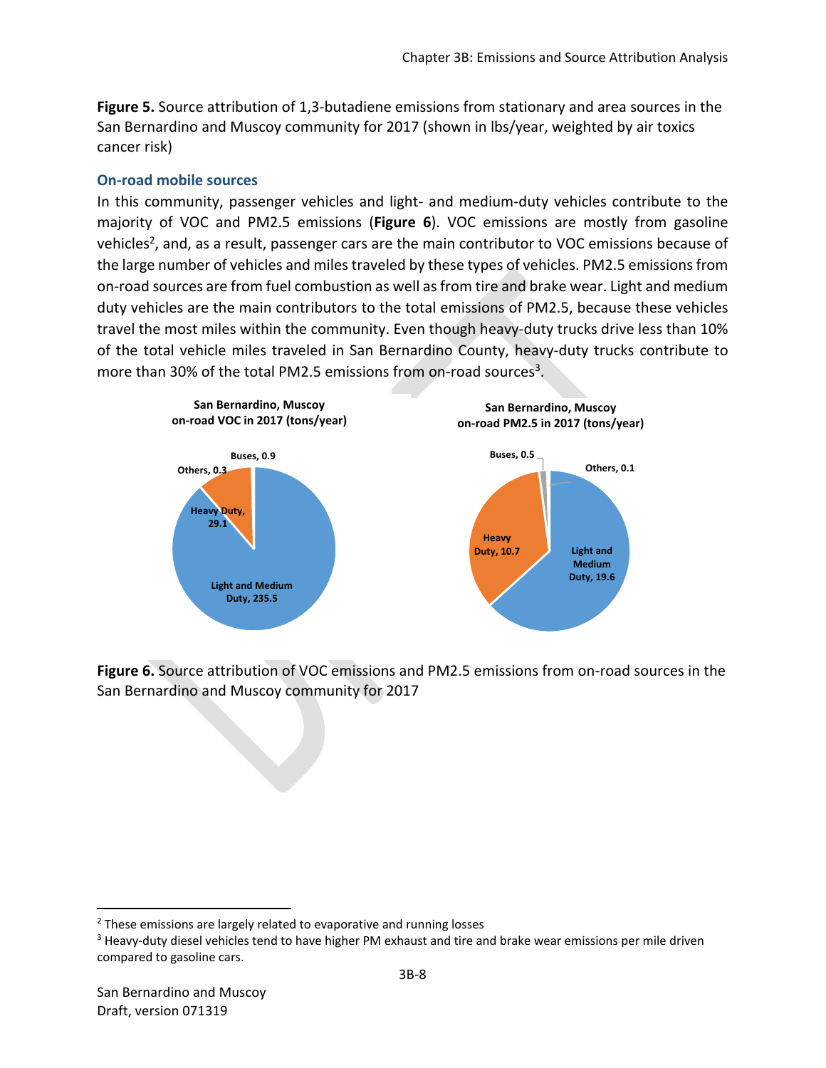**Figure 5.** Source attribution of 1,3-butadiene emissions from stationary and area sources in the San Bernardino and Muscoy community for 2017 (shown in lbs/year, weighted by air toxics cancer risk)

### On-road mobile sources

In this community, passenger vehicles and light- and medium-duty vehicles contribute to the majority of VOC and PM2.5 emissions (**Figure 6**). VOC emissions are mostly from gasoline vehicles[2], and, as a result, passenger cars are the main contributor to VOC emissions because of the large number of vehicles and miles traveled by these types of vehicles. PM2.5 emissions from on-road sources are from fuel combustion as well as from tire and brake wear. Light and medium duty vehicles are the main contributors to the total emissions of PM2.5, because these vehicles travel the most miles within the community. Even though heavy-duty trucks drive less than 10% of the total vehicle miles traveled in San Bernardino County, heavy-duty trucks contribute to more than 30% of the total PM2.5 emissions from on-road sources[3].

**San Bernardino, Muscoy on-road VOC in 2017 (tons/year)**

| Source | VOC (tons/year) |
|---|---|
| Light and Medium Duty | 235.5 |
| Heavy Duty | 29.1 |
| Buses | 0.9 |
| Others | 0.3 |

**San Bernardino, Muscoy on-road PM2.5 in 2017 (tons/year)**

| Source | PM2.5 (tons/year) |
|---|---|
| Light and Medium Duty | 19.6 |
| Heavy Duty | 10.7 |
| Buses | 0.5 |
| Others | 0.1 |

**Figure 6.** Source attribution of VOC emissions and PM2.5 emissions from on-road sources in the San Bernardino and Muscoy community for 2017

---

[2] These emissions are largely related to evaporative and running losses

[3] Heavy-duty diesel vehicles tend to have higher PM exhaust and tire and brake wear emissions per mile driven compared to gasoline cars.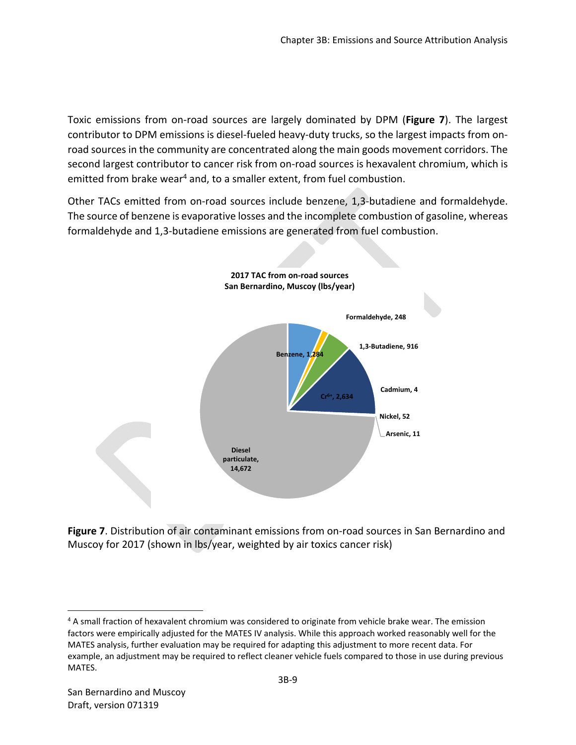Toxic emissions from on-road sources are largely dominated by DPM (**Figure 7**). The largest contributor to DPM emissions is diesel-fueled heavy-duty trucks, so the largest impacts from on-road sources in the community are concentrated along the main goods movement corridors. The second largest contributor to cancer risk from on-road sources is hexavalent chromium, which is emitted from brake wear[4] and, to a smaller extent, from fuel combustion.

Other TACs emitted from on-road sources include benzene, 1,3-butadiene and formaldehyde. The source of benzene is evaporative losses and the incomplete combustion of gasoline, whereas formaldehyde and 1,3-butadiene emissions are generated from fuel combustion.

**2017 TAC from on-road sources San Bernardino, Muscoy (lbs/year)**

| Contaminant | lbs/year |
| --- | --- |
| Diesel particulate | 14,672 |
| $Cr^{6+}$ | 2,634 |
| Benzene | 1,284 |
| 1,3-Butadiene | 916 |
| Formaldehyde | 248 |
| Nickel | 52 |
| Arsenic | 11 |
| Cadmium | 4 |

**Figure 7**. Distribution of air contaminant emissions from on-road sources in San Bernardino and Muscoy for 2017 (shown in lbs/year, weighted by air toxics cancer risk)

---

[4] A small fraction of hexavalent chromium was considered to originate from vehicle brake wear. The emission factors were empirically adjusted for the MATES IV analysis. While this approach worked reasonably well for the MATES analysis, further evaluation may be required for adapting this adjustment to more recent data. For example, an adjustment may be required to reflect cleaner vehicle fuels compared to those in use during previous MATES.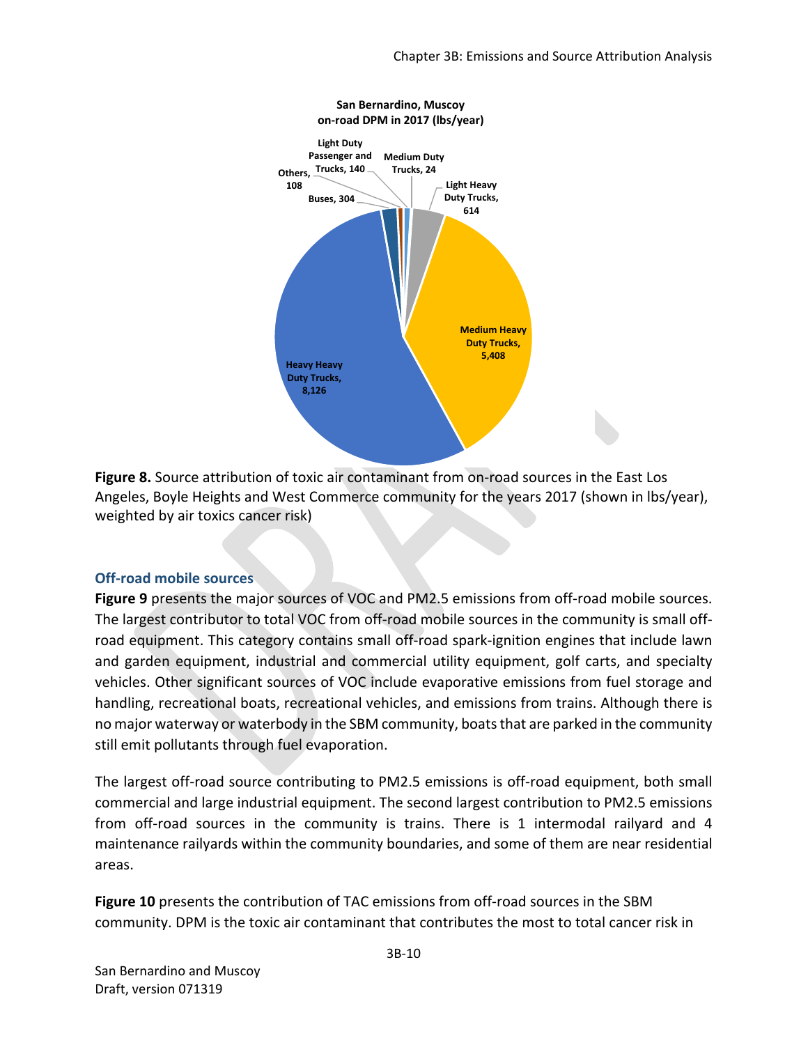**San Bernardino, Muscoy on-road DPM in 2017 (lbs/year)**

- Heavy Heavy Duty Trucks, 8,126
- Medium Heavy Duty Trucks, 5,408
- Light Heavy Duty Trucks, 614
- Buses, 304
- Light Duty Passenger and Trucks, 140
- Others, 108
- Medium Duty Trucks, 24

**Figure 8.** Source attribution of toxic air contaminant from on-road sources in the East Los Angeles, Boyle Heights and West Commerce community for the years 2017 (shown in lbs/year), weighted by air toxics cancer risk)

### Off-road mobile sources

**Figure 9** presents the major sources of VOC and PM2.5 emissions from off-road mobile sources. The largest contributor to total VOC from off-road mobile sources in the community is small off-road equipment. This category contains small off-road spark-ignition engines that include lawn and garden equipment, industrial and commercial utility equipment, golf carts, and specialty vehicles. Other significant sources of VOC include evaporative emissions from fuel storage and handling, recreational boats, recreational vehicles, and emissions from trains. Although there is no major waterway or waterbody in the SBM community, boats that are parked in the community still emit pollutants through fuel evaporation.

The largest off-road source contributing to PM2.5 emissions is off-road equipment, both small commercial and large industrial equipment. The second largest contribution to PM2.5 emissions from off-road sources in the community is trains. There is 1 intermodal railyard and 4 maintenance railyards within the community boundaries, and some of them are near residential areas.

**Figure 10** presents the contribution of TAC emissions from off-road sources in the SBM community. DPM is the toxic air contaminant that contributes the most to total cancer risk in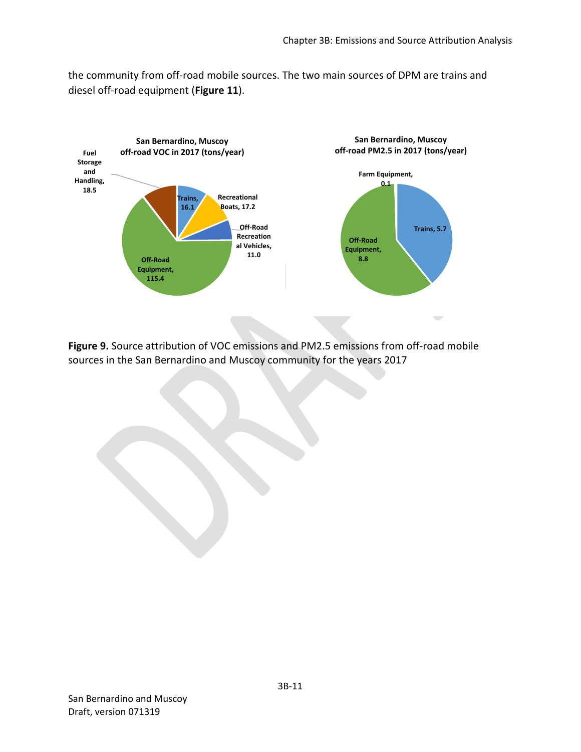the community from off-road mobile sources. The two main sources of DPM are trains and diesel off-road equipment (**Figure 11**).

**San Bernardino, Muscoy off-road VOC in 2017 (tons/year)**

- Trains, 16.1
- Recreational Boats, 17.2
- Off-Road Recreational Vehicles, 11.0
- Off-Road Equipment, 115.4
- Fuel Storage and Handling, 18.5

**San Bernardino, Muscoy off-road PM2.5 in 2017 (tons/year)**

- Farm Equipment, 0.1
- Trains, 5.7
- Off-Road Equipment, 8.8

**Figure 9.** Source attribution of VOC emissions and PM2.5 emissions from off-road mobile sources in the San Bernardino and Muscoy community for the years 2017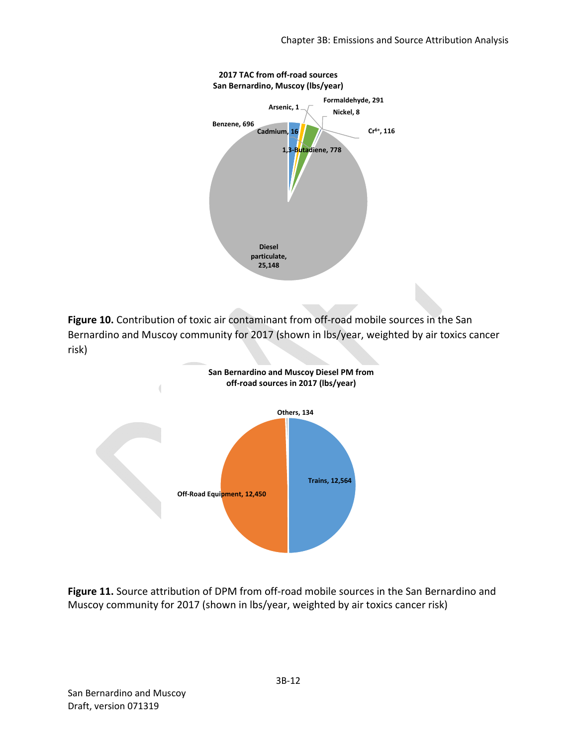**2017 TAC from off-road sources**
**San Bernardino, Muscoy (lbs/year)**

Formaldehyde, 291
Arsenic, 1
Nickel, 8
Benzene, 696
Cadmium, 16
$Cr^{6+}$, 116
1,3-Butadiene, 778
Diesel particulate, 25,148

**Figure 10.** Contribution of toxic air contaminant from off-road mobile sources in the San Bernardino and Muscoy community for 2017 (shown in lbs/year, weighted by air toxics cancer risk)

**San Bernardino and Muscoy Diesel PM from off-road sources in 2017 (lbs/year)**

Others, 134
Trains, 12,564
Off-Road Equipment, 12,450

**Figure 11.** Source attribution of DPM from off-road mobile sources in the San Bernardino and Muscoy community for 2017 (shown in lbs/year, weighted by air toxics cancer risk)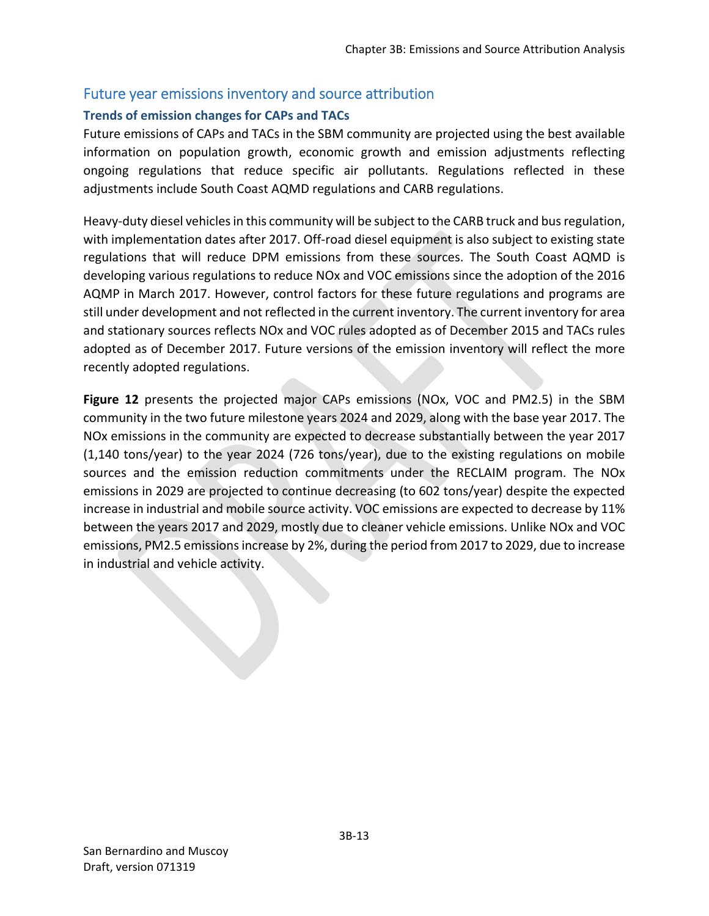## Future year emissions inventory and source attribution

### Trends of emission changes for CAPs and TACs

Future emissions of CAPs and TACs in the SBM community are projected using the best available information on population growth, economic growth and emission adjustments reflecting ongoing regulations that reduce specific air pollutants. Regulations reflected in these adjustments include South Coast AQMD regulations and CARB regulations.

Heavy-duty diesel vehicles in this community will be subject to the CARB truck and bus regulation, with implementation dates after 2017. Off-road diesel equipment is also subject to existing state regulations that will reduce DPM emissions from these sources. The South Coast AQMD is developing various regulations to reduce NOx and VOC emissions since the adoption of the 2016 AQMP in March 2017. However, control factors for these future regulations and programs are still under development and not reflected in the current inventory. The current inventory for area and stationary sources reflects NOx and VOC rules adopted as of December 2015 and TACs rules adopted as of December 2017. Future versions of the emission inventory will reflect the more recently adopted regulations.

**Figure 12** presents the projected major CAPs emissions (NOx, VOC and PM2.5) in the SBM community in the two future milestone years 2024 and 2029, along with the base year 2017. The NOx emissions in the community are expected to decrease substantially between the year 2017 (1,140 tons/year) to the year 2024 (726 tons/year), due to the existing regulations on mobile sources and the emission reduction commitments under the RECLAIM program. The NOx emissions in 2029 are projected to continue decreasing (to 602 tons/year) despite the expected increase in industrial and mobile source activity. VOC emissions are expected to decrease by 11% between the years 2017 and 2029, mostly due to cleaner vehicle emissions. Unlike NOx and VOC emissions, PM2.5 emissions increase by 2%, during the period from 2017 to 2029, due to increase in industrial and vehicle activity.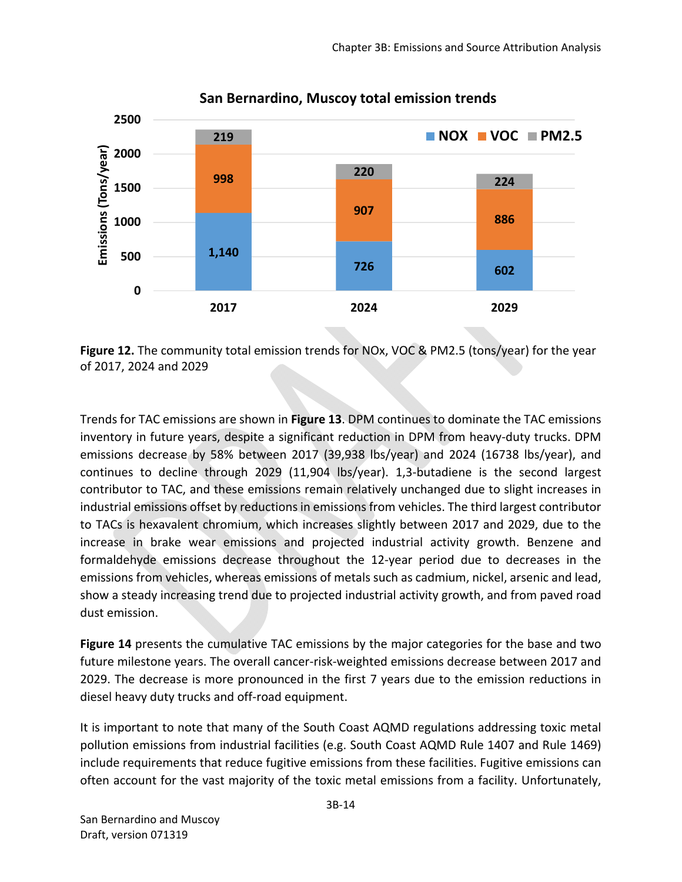**San Bernardino, Muscoy total emission trends**

| Emissions (Tons/year) | 2017 | 2024 | 2029 |
|---|---|---|---|
| NOX | 1,140 | 726 | 602 |
| VOC | 998 | 907 | 886 |
| PM2.5 | 219 | 220 | 224 |

**Figure 12.** The community total emission trends for NOx, VOC & PM2.5 (tons/year) for the year of 2017, 2024 and 2029

Trends for TAC emissions are shown in **Figure 13**. DPM continues to dominate the TAC emissions inventory in future years, despite a significant reduction in DPM from heavy-duty trucks. DPM emissions decrease by 58% between 2017 (39,938 lbs/year) and 2024 (16738 lbs/year), and continues to decline through 2029 (11,904 lbs/year). 1,3-butadiene is the second largest contributor to TAC, and these emissions remain relatively unchanged due to slight increases in industrial emissions offset by reductions in emissions from vehicles. The third largest contributor to TACs is hexavalent chromium, which increases slightly between 2017 and 2029, due to the increase in brake wear emissions and projected industrial activity growth. Benzene and formaldehyde emissions decrease throughout the 12-year period due to decreases in the emissions from vehicles, whereas emissions of metals such as cadmium, nickel, arsenic and lead, show a steady increasing trend due to projected industrial activity growth, and from paved road dust emission.

**Figure 14** presents the cumulative TAC emissions by the major categories for the base and two future milestone years. The overall cancer-risk-weighted emissions decrease between 2017 and 2029. The decrease is more pronounced in the first 7 years due to the emission reductions in diesel heavy duty trucks and off-road equipment.

It is important to note that many of the South Coast AQMD regulations addressing toxic metal pollution emissions from industrial facilities (e.g. South Coast AQMD Rule 1407 and Rule 1469) include requirements that reduce fugitive emissions from these facilities. Fugitive emissions can often account for the vast majority of the toxic metal emissions from a facility. Unfortunately,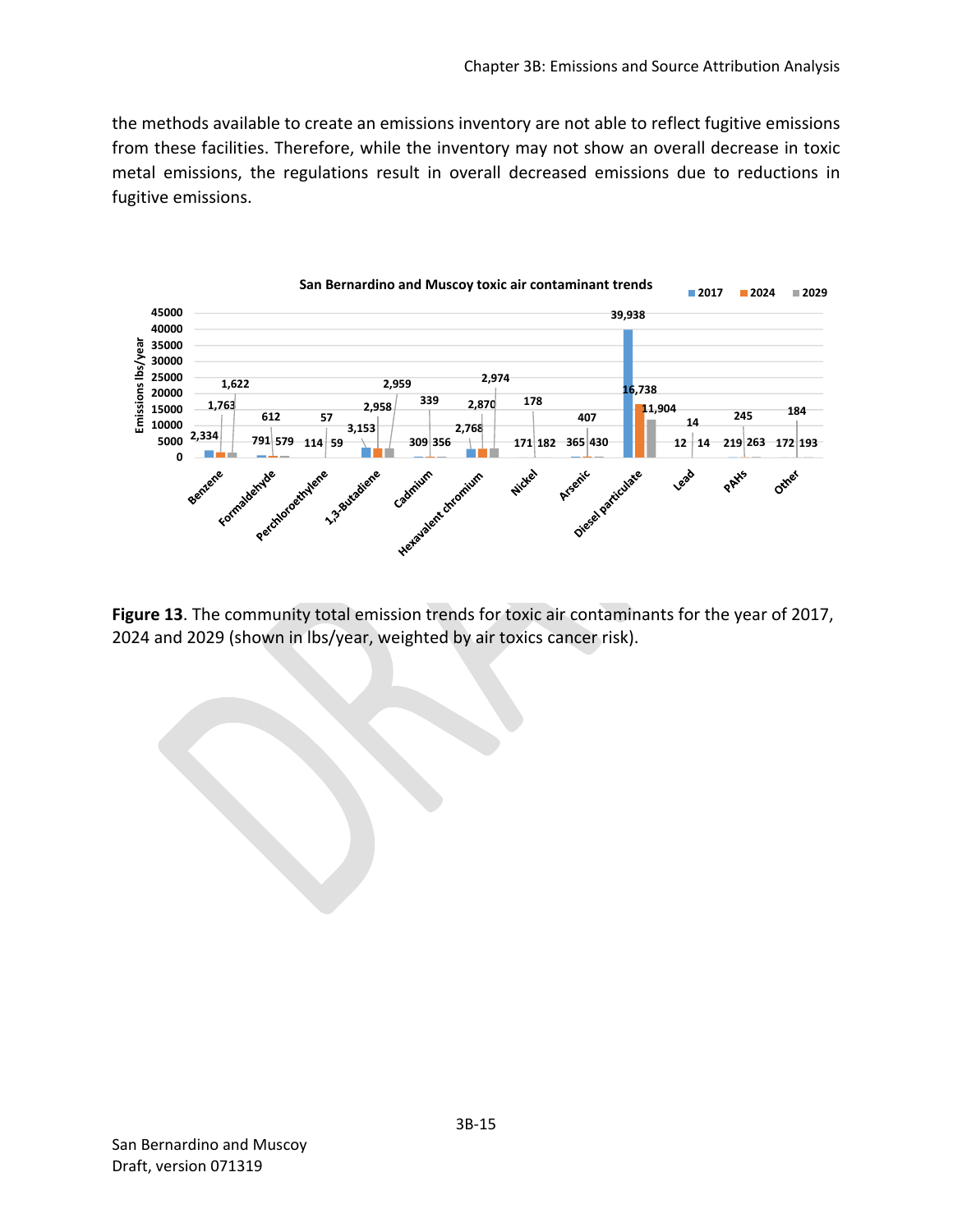the methods available to create an emissions inventory are not able to reflect fugitive emissions from these facilities. Therefore, while the inventory may not show an overall decrease in toxic metal emissions, the regulations result in overall decreased emissions due to reductions in fugitive emissions.

**San Bernardino and Muscoy toxic air contaminant trends**

| Toxic air contaminant | 2017 | 2024 | 2029 |
|---|---|---|---|
| Benzene | 2,334 | 1,763 | 1,622 |
| Formaldehyde | 791 | 612 | 579 |
| Perchloroethylene | 114 | 57 | 59 |
| 1,3-Butadiene | 3,153 | 2,958 | 2,959 |
| Cadmium | 309 | 339 | 356 |
| Hexavalent chromium | 2,768 | 2,870 | 2,974 |
| Nickel | 171 | 178 | 182 |
| Arsenic | 365 | 407 | 430 |
| Diesel particulate | 39,938 | 16,738 | 11,904 |
| Lead | 12 | 14 | 14 |
| PAHs | 219 | 245 | 263 |
| Other | 172 | 184 | 193 |

Emissions lbs/year

**Figure 13**. The community total emission trends for toxic air contaminants for the year of 2017, 2024 and 2029 (shown in lbs/year, weighted by air toxics cancer risk).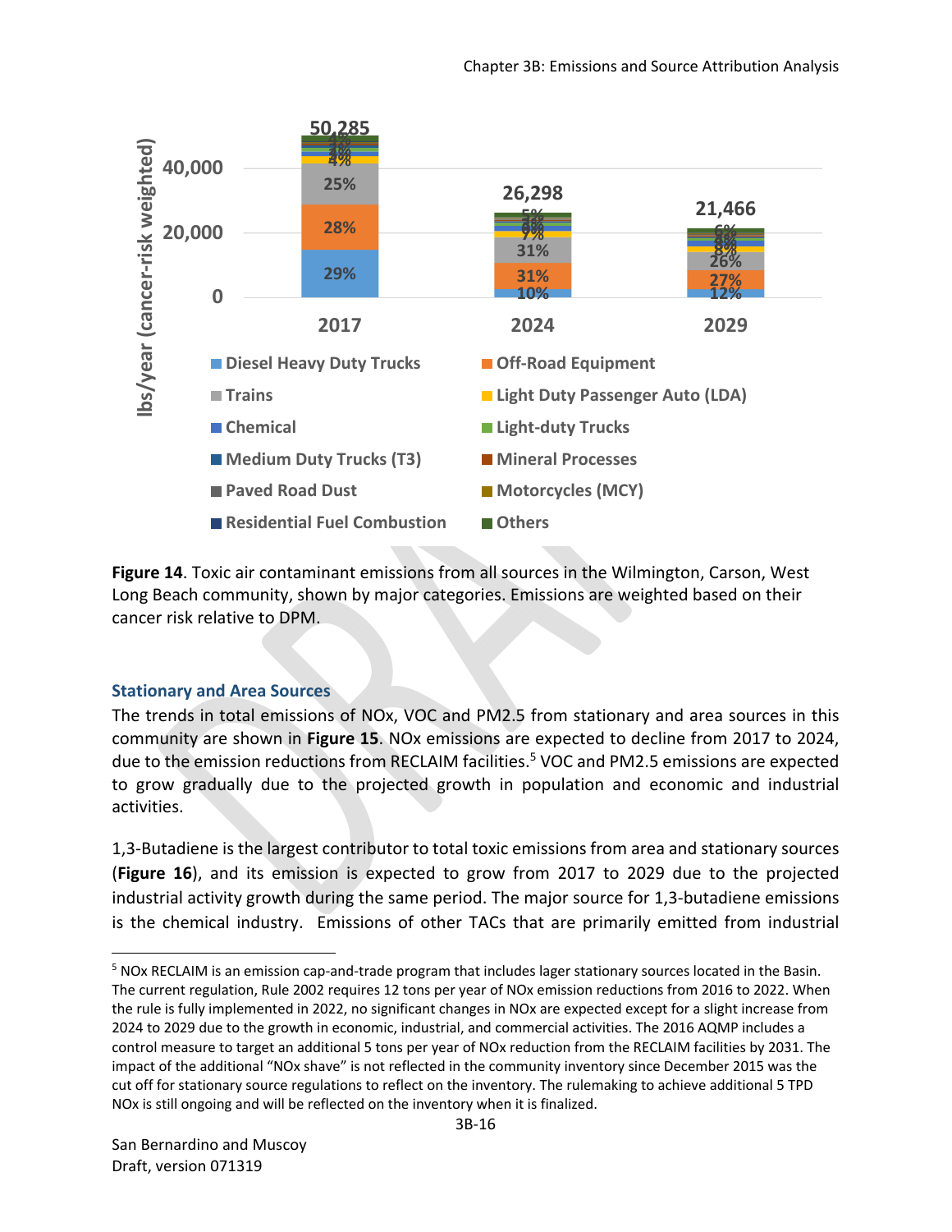**Figure 14**. Toxic air contaminant emissions from all sources in the Wilmington, Carson, West Long Beach community, shown by major categories. Emissions are weighted based on their cancer risk relative to DPM.

### Stationary and Area Sources

The trends in total emissions of NOx, VOC and PM2.5 from stationary and area sources in this community are shown in **Figure 15**. NOx emissions are expected to decline from 2017 to 2024, due to the emission reductions from RECLAIM facilities.[5] VOC and PM2.5 emissions are expected to grow gradually due to the projected growth in population and economic and industrial activities.

1,3-Butadiene is the largest contributor to total toxic emissions from area and stationary sources (**Figure 16**), and its emission is expected to grow from 2017 to 2029 due to the projected industrial activity growth during the same period. The major source for 1,3-butadiene emissions is the chemical industry. Emissions of other TACs that are primarily emitted from industrial

[5] NOx RECLAIM is an emission cap-and-trade program that includes lager stationary sources located in the Basin. The current regulation, Rule 2002 requires 12 tons per year of NOx emission reductions from 2016 to 2022. When the rule is fully implemented in 2022, no significant changes in NOx are expected except for a slight increase from 2024 to 2029 due to the growth in economic, industrial, and commercial activities. The 2016 AQMP includes a control measure to target an additional 5 tons per year of NOx reduction from the RECLAIM facilities by 2031. The impact of the additional "NOx shave" is not reflected in the community inventory since December 2015 was the cut off for stationary source regulations to reflect on the inventory. The rulemaking to achieve additional 5 TPD NOx is still ongoing and will be reflected on the inventory when it is finalized.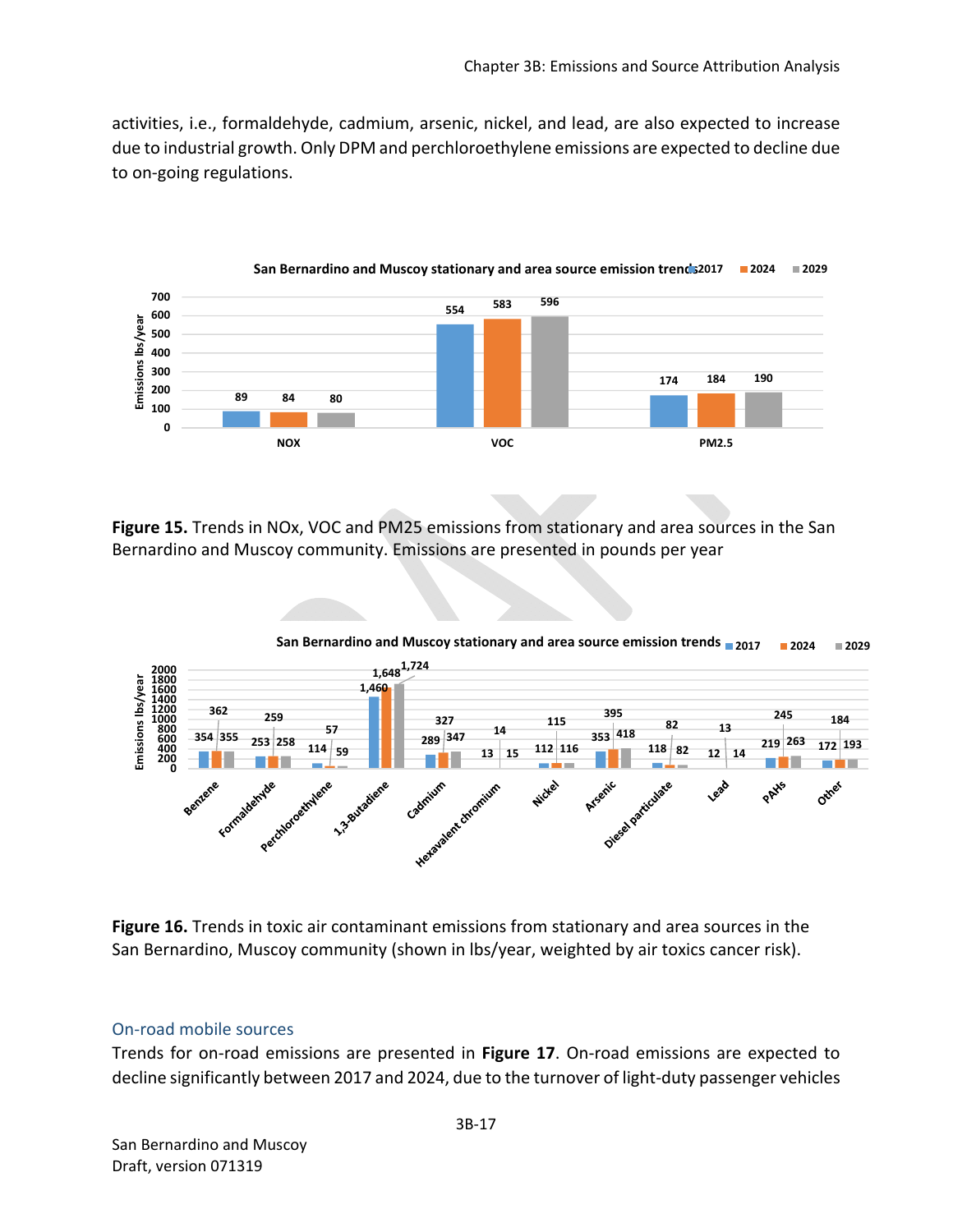activities, i.e., formaldehyde, cadmium, arsenic, nickel, and lead, are also expected to increase due to industrial growth. Only DPM and perchloroethylene emissions are expected to decline due to on-going regulations.

**San Bernardino and Muscoy stationary and area source emission trends**

| | 2017 | 2024 | 2029 |
|---|---|---|---|
| NOX | 89 | 84 | 80 |
| VOC | 554 | 583 | 596 |
| PM2.5 | 174 | 184 | 190 |

**Figure 15.** Trends in NOx, VOC and PM25 emissions from stationary and area sources in the San Bernardino and Muscoy community. Emissions are presented in pounds per year

**San Bernardino and Muscoy stationary and area source emission trends**

| | 2017 | 2024 | 2029 |
|---|---|---|---|
| Benzene | 354 | 362 | 355 |
| Formaldehyde | 253 | 259 | 258 |
| Perchloroethylene | 114 | 57 | 59 |
| 1,3-Butadiene | 1,460 | 1,648 | 1,724 |
| Cadmium | 289 | 327 | 347 |
| Hexavalent chromium | 13 | 14 | 15 |
| Nickel | 112 | 115 | 116 |
| Arsenic | 353 | 395 | 418 |
| Diesel particulate | 118 | 82 | 82 |
| Lead | 12 | 13 | 14 |
| PAHs | 219 | 245 | 263 |
| Other | 172 | 184 | 193 |

**Figure 16.** Trends in toxic air contaminant emissions from stationary and area sources in the San Bernardino, Muscoy community (shown in lbs/year, weighted by air toxics cancer risk).

## On-road mobile sources

Trends for on-road emissions are presented in **Figure 17**. On-road emissions are expected to decline significantly between 2017 and 2024, due to the turnover of light-duty passenger vehicles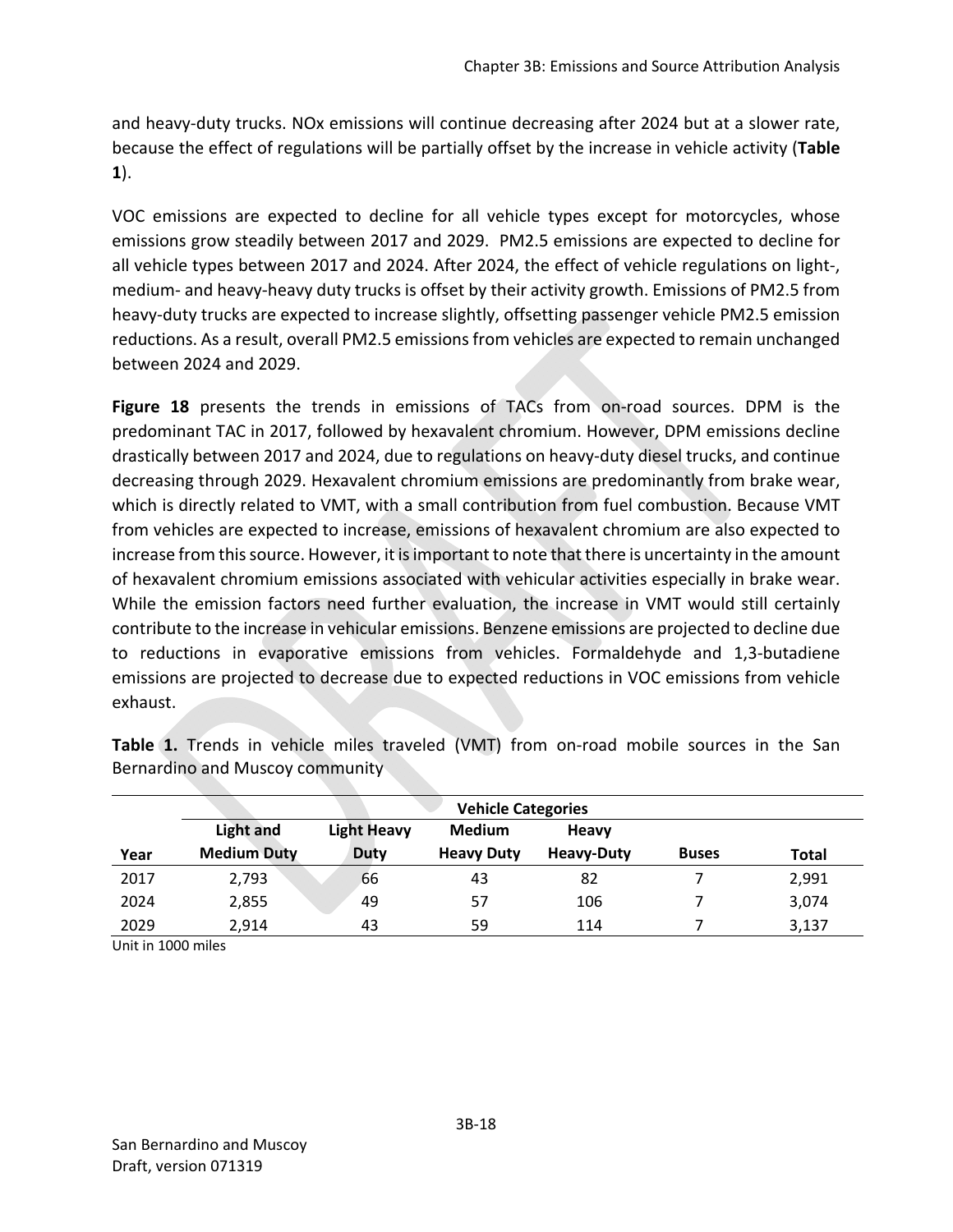and heavy-duty trucks. NOx emissions will continue decreasing after 2024 but at a slower rate, because the effect of regulations will be partially offset by the increase in vehicle activity (**Table 1**).

VOC emissions are expected to decline for all vehicle types except for motorcycles, whose emissions grow steadily between 2017 and 2029. PM2.5 emissions are expected to decline for all vehicle types between 2017 and 2024. After 2024, the effect of vehicle regulations on light-, medium- and heavy-heavy duty trucks is offset by their activity growth. Emissions of PM2.5 from heavy-duty trucks are expected to increase slightly, offsetting passenger vehicle PM2.5 emission reductions. As a result, overall PM2.5 emissions from vehicles are expected to remain unchanged between 2024 and 2029.

**Figure 18** presents the trends in emissions of TACs from on-road sources. DPM is the predominant TAC in 2017, followed by hexavalent chromium. However, DPM emissions decline drastically between 2017 and 2024, due to regulations on heavy-duty diesel trucks, and continue decreasing through 2029. Hexavalent chromium emissions are predominantly from brake wear, which is directly related to VMT, with a small contribution from fuel combustion. Because VMT from vehicles are expected to increase, emissions of hexavalent chromium are also expected to increase from this source. However, it is important to note that there is uncertainty in the amount of hexavalent chromium emissions associated with vehicular activities especially in brake wear. While the emission factors need further evaluation, the increase in VMT would still certainly contribute to the increase in vehicular emissions. Benzene emissions are projected to decline due to reductions in evaporative emissions from vehicles. Formaldehyde and 1,3-butadiene emissions are projected to decrease due to expected reductions in VOC emissions from vehicle exhaust.

**Table 1.** Trends in vehicle miles traveled (VMT) from on-road mobile sources in the San Bernardino and Muscoy community

| | Vehicle Categories | | | | | |
|---|---|---|---|---|---|---|
| Year | Light and Medium Duty | Light Heavy Duty | Medium Heavy Duty | Heavy Heavy-Duty | Buses | Total |
| 2017 | 2,793 | 66 | 43 | 82 | 7 | 2,991 |
| 2024 | 2,855 | 49 | 57 | 106 | 7 | 3,074 |
| 2029 | 2,914 | 43 | 59 | 114 | 7 | 3,137 |

Unit in 1000 miles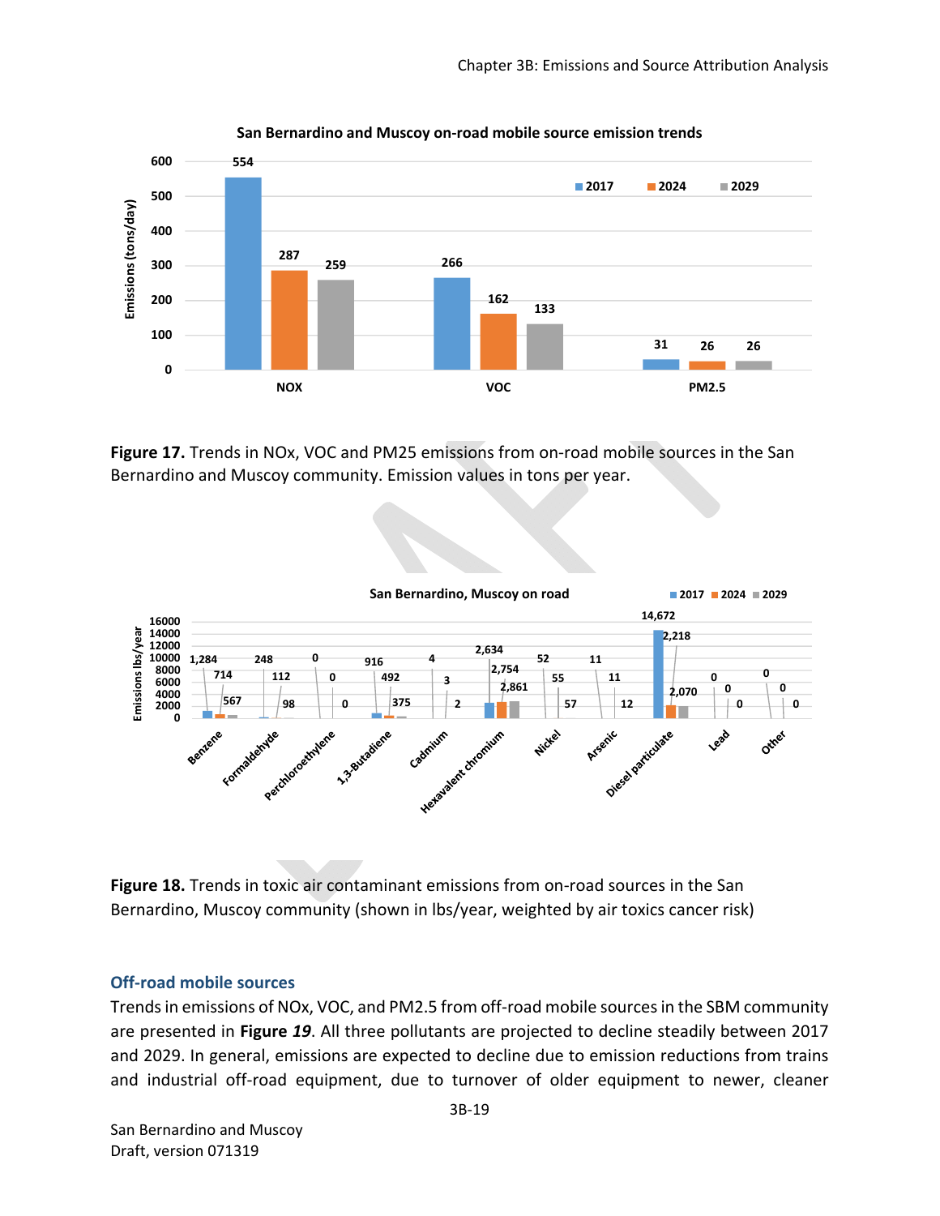**San Bernardino and Muscoy on-road mobile source emission trends**

| | 2017 | 2024 | 2029 |
|---|---|---|---|
| NOX | 554 | 287 | 259 |
| VOC | 266 | 162 | 133 |
| PM2.5 | 31 | 26 | 26 |

**Figure 17.** Trends in NOx, VOC and PM25 emissions from on-road mobile sources in the San Bernardino and Muscoy community. Emission values in tons per year.

**San Bernardino, Muscoy on road**

| | 2017 | 2024 | 2029 |
|---|---|---|---|
| Benzene | 1,284 | 714 | 567 |
| Formaldehyde | 248 | 112 | 98 |
| Perchloroethylene | 0 | 0 | 0 |
| 1,3-Butadiene | 916 | 492 | 375 |
| Cadmium | 4 | 3 | 2 |
| Hexavalent chromium | 2,634 | 2,754 | 2,861 |
| Nickel | 52 | 55 | 57 |
| Arsenic | 11 | 11 | 12 |
| Diesel particulate | 14,672 | 2,218 | 2,070 |
| Lead | 0 | 0 | 0 |
| Other | 0 | 0 | 0 |

**Figure 18.** Trends in toxic air contaminant emissions from on-road sources in the San Bernardino, Muscoy community (shown in lbs/year, weighted by air toxics cancer risk)

### Off-road mobile sources

Trends in emissions of NOx, VOC, and PM2.5 from off-road mobile sources in the SBM community are presented in **Figure *19***. All three pollutants are projected to decline steadily between 2017 and 2029. In general, emissions are expected to decline due to emission reductions from trains and industrial off-road equipment, due to turnover of older equipment to newer, cleaner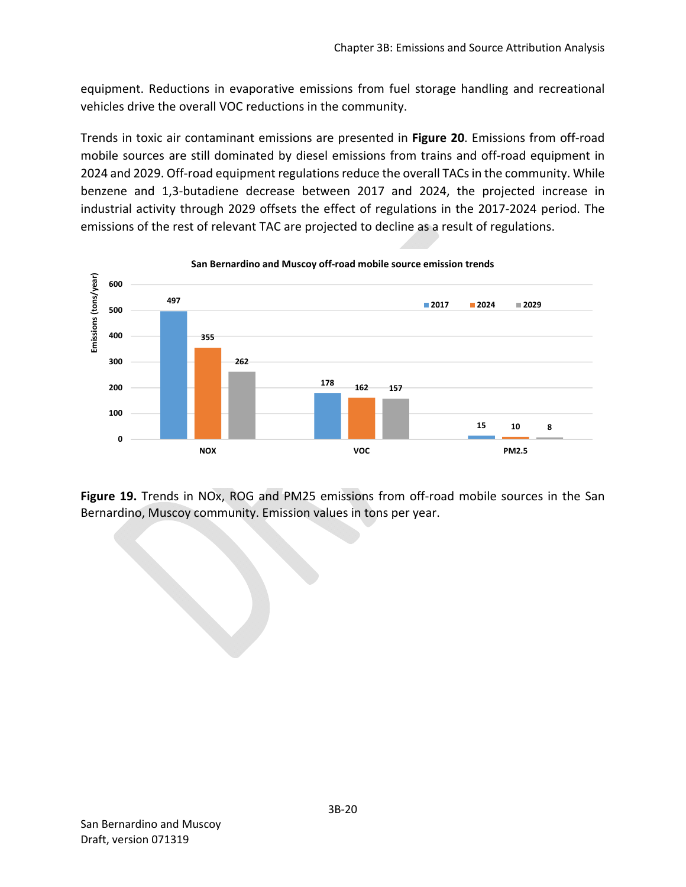equipment. Reductions in evaporative emissions from fuel storage handling and recreational vehicles drive the overall VOC reductions in the community.

Trends in toxic air contaminant emissions are presented in **Figure 20**. Emissions from off-road mobile sources are still dominated by diesel emissions from trains and off-road equipment in 2024 and 2029. Off-road equipment regulations reduce the overall TACs in the community. While benzene and 1,3-butadiene decrease between 2017 and 2024, the projected increase in industrial activity through 2029 offsets the effect of regulations in the 2017-2024 period. The emissions of the rest of relevant TAC are projected to decline as a result of regulations.

**San Bernardino and Muscoy off-road mobile source emission trends**

| Emissions (tons/year) | 2017 | 2024 | 2029 |
|---|---|---|---|
| NOX | 497 | 355 | 262 |
| VOC | 178 | 162 | 157 |
| PM2.5 | 15 | 10 | 8 |

**Figure 19.** Trends in NOx, ROG and PM25 emissions from off-road mobile sources in the San Bernardino, Muscoy community. Emission values in tons per year.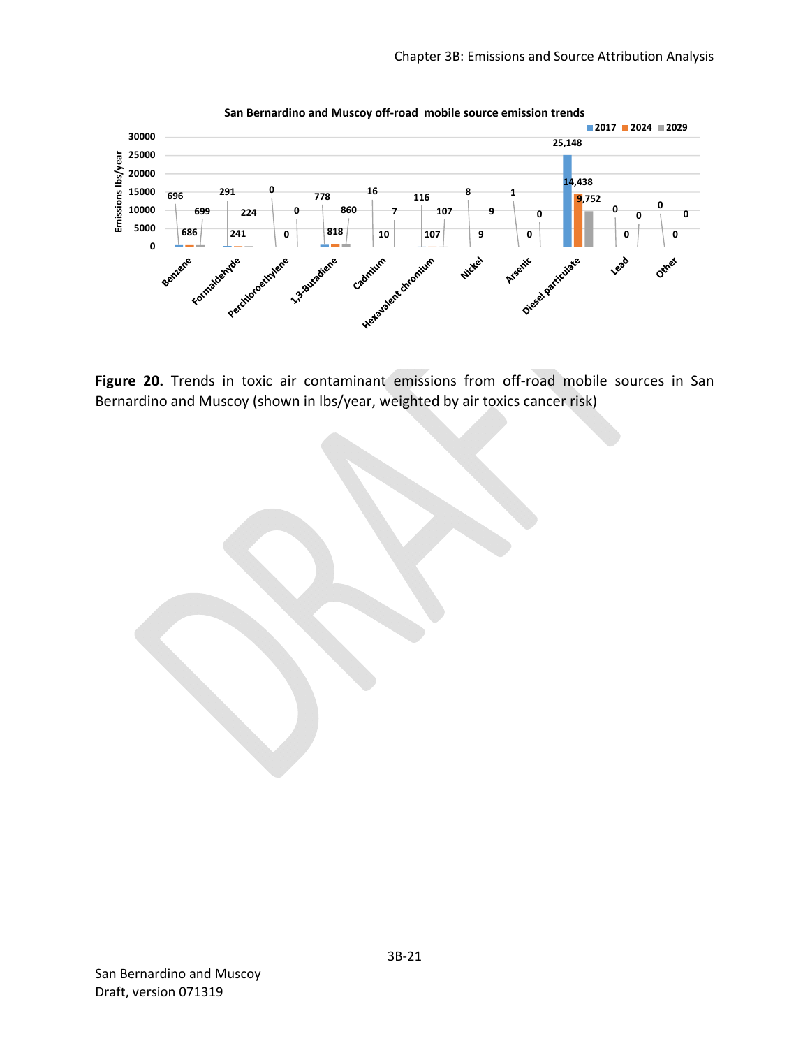San Bernardino and Muscoy off-road mobile source emission trends

| Pollutant | 2017 | 2024 | 2029 |
|---|---|---|---|
| Benzene | 696 | 686 | 699 |
| Formaldehyde | 291 | 241 | 224 |
| Perchloroethylene | 0 | 0 | 0 |
| 1,3-Butadiene | 778 | 818 | 860 |
| Cadmium | 16 | 10 | 7 |
| Hexavalent chromium | 116 | 107 | 107 |
| Nickel | 8 | 9 | 9 |
| Arsenic | 1 | 0 | 0 |
| Diesel particulate | 25,148 | 14,438 | 9,752 |
| Lead | 0 | 0 | 0 |
| Other | 0 | 0 | 0 |

**Figure 20.** Trends in toxic air contaminant emissions from off-road mobile sources in San Bernardino and Muscoy (shown in lbs/year, weighted by air toxics cancer risk)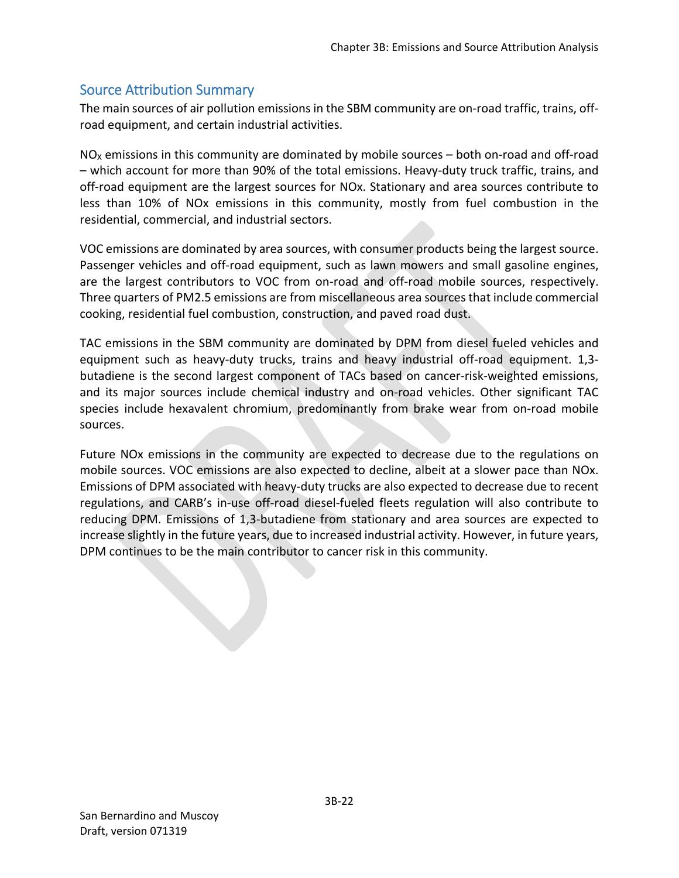## Source Attribution Summary

The main sources of air pollution emissions in the SBM community are on-road traffic, trains, off-road equipment, and certain industrial activities.

$NO_X$ emissions in this community are dominated by mobile sources – both on-road and off-road – which account for more than 90% of the total emissions. Heavy-duty truck traffic, trains, and off-road equipment are the largest sources for NOx. Stationary and area sources contribute to less than 10% of NOx emissions in this community, mostly from fuel combustion in the residential, commercial, and industrial sectors.

VOC emissions are dominated by area sources, with consumer products being the largest source. Passenger vehicles and off-road equipment, such as lawn mowers and small gasoline engines, are the largest contributors to VOC from on-road and off-road mobile sources, respectively. Three quarters of PM2.5 emissions are from miscellaneous area sources that include commercial cooking, residential fuel combustion, construction, and paved road dust.

TAC emissions in the SBM community are dominated by DPM from diesel fueled vehicles and equipment such as heavy-duty trucks, trains and heavy industrial off-road equipment. 1,3-butadiene is the second largest component of TACs based on cancer-risk-weighted emissions, and its major sources include chemical industry and on-road vehicles. Other significant TAC species include hexavalent chromium, predominantly from brake wear from on-road mobile sources.

Future NOx emissions in the community are expected to decrease due to the regulations on mobile sources. VOC emissions are also expected to decline, albeit at a slower pace than NOx. Emissions of DPM associated with heavy-duty trucks are also expected to decrease due to recent regulations, and CARB's in-use off-road diesel-fueled fleets regulation will also contribute to reducing DPM. Emissions of 1,3-butadiene from stationary and area sources are expected to increase slightly in the future years, due to increased industrial activity. However, in future years, DPM continues to be the main contributor to cancer risk in this community.